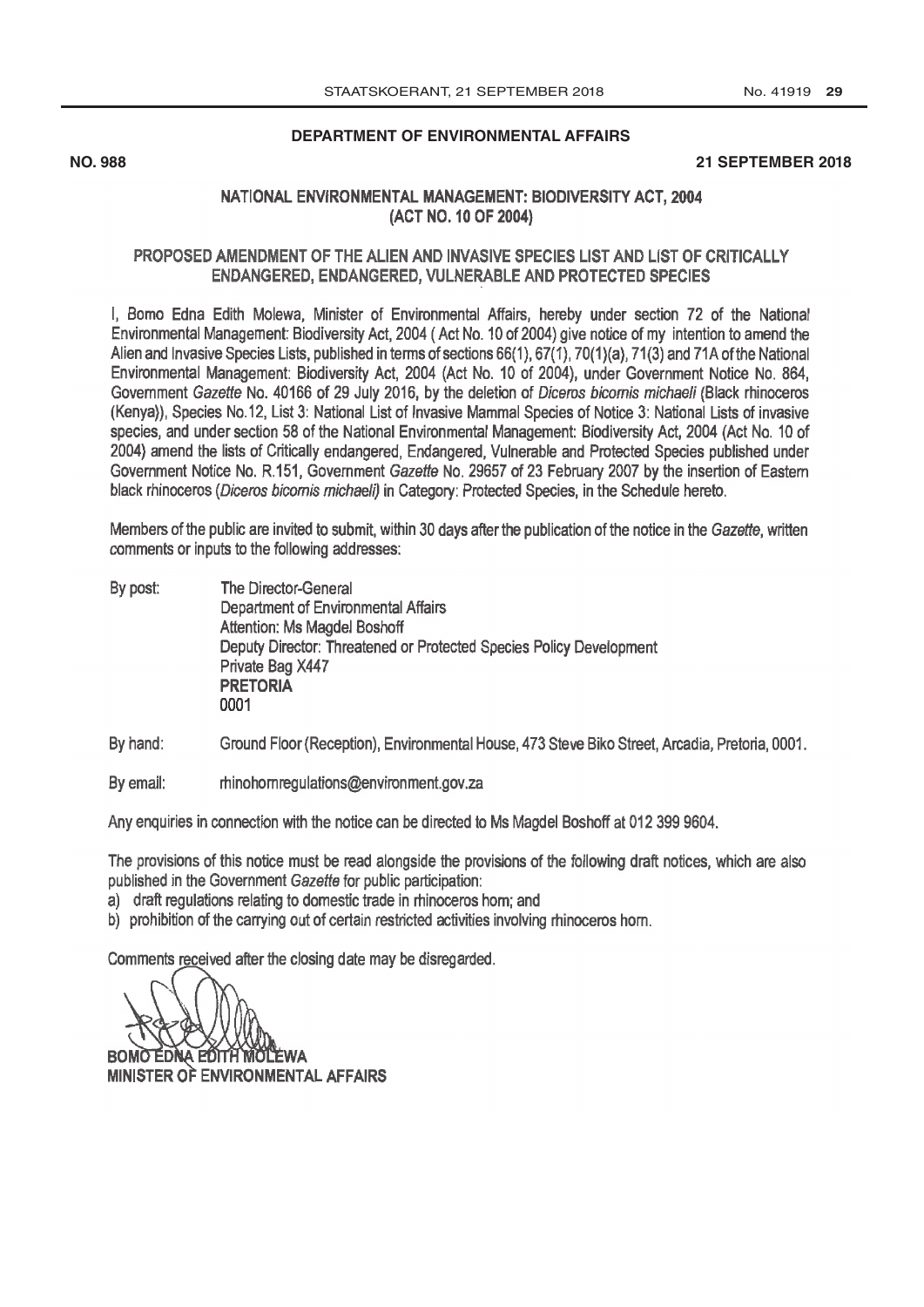**DEPARTMENT OF ENVIRONMENTAL AFFAIRS**

**NO. 988** **21 SEPTEMBER 2018**

## NATIONAL ENVIRONMENTAL MANAGEMENT: BIODIVERSITY ACT, 2004 (ACT NO. 10 OF 2004)

## PROPOSED AMENDMENT OF THE ALIEN AND INVASIVE SPECIES LIST AND LIST OF CRITICALLY ENDANGERED, ENDANGERED, VULNERABLE AND PROTECTED SPECIES

I, Bomo Edna Edith Molewa, Minister of Environmental Affairs, hereby under section 72 of the National Environmental Management: Biodiversity Act, 2004 ( Act No. 10 of 2004) give notice of my intention to amend the Alien and Invasive Species Lists, published in terms of sections 66(1), 67(1), 70(1)(a), 71(3) and 71A of the National Environmental Management: Biodiversity Act, 2004 (Act No. 10 of 2004), under Government Notice No. 864, Government *Gazette* No. 40166 of 29 July 2016, by the deletion of *Diceros bicornis michaeli* (Black rhinoceros (Kenya)), Species No.12, List 3: National List of Invasive Mammal Species of Notice 3: National Lists of invasive species, and under section 58 of the National Environmental Management: Biodiversity Act, 2004 (Act No. 10 of 2004) amend the lists of Critically endangered, Endangered, Vulnerable and Protected Species published under Government Notice No. R.151, Government *Gazette* No. 29657 of 23 February 2007 by the insertion of Eastern black rhinoceros (*Diceros bicornis michaeli)* in Category: Protected Species, in the Schedule hereto.

Members of the public are invited to submit, within 30 days after the publication of the notice in the *Gazette*, written comments or inputs to the following addresses:

By post: The Director-General
Department of Environmental Affairs
Attention: Ms Magdel Boshoff
Deputy Director: Threatened or Protected Species Policy Development
Private Bag X447
**PRETORIA**
0001

By hand: Ground Floor (Reception), Environmental House, 473 Steve Biko Street, Arcadia, Pretoria, 0001.

By email: rhinohornregulations@environment.gov.za

Any enquiries in connection with the notice can be directed to Ms Magdel Boshoff at 012 399 9604.

The provisions of this notice must be read alongside the provisions of the following draft notices, which are also published in the Government *Gazette* for public participation:

a) draft regulations relating to domestic trade in rhinoceros horn; and
b) prohibition of the carrying out of certain restricted activities involving rhinoceros horn.

Comments received after the closing date may be disregarded.

**BOMO EDNA EDITH MOLEWA**
**MINISTER OF ENVIRONMENTAL AFFAIRS**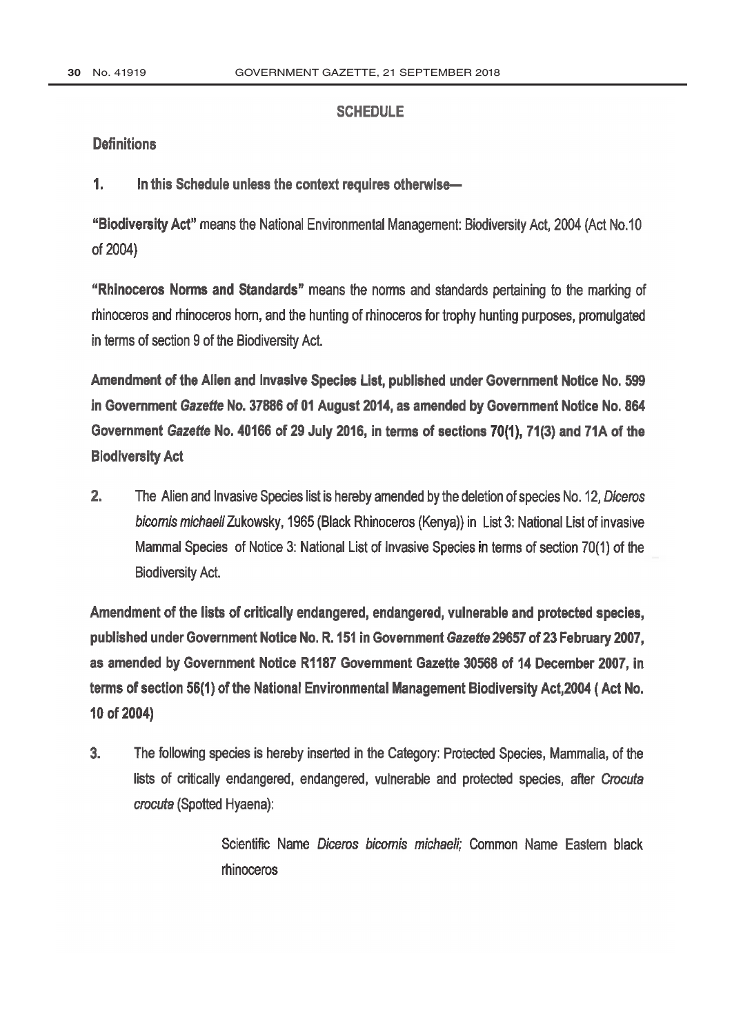## SCHEDULE

### Definitions

**1. In this Schedule unless the context requires otherwise—**

**"Biodiversity Act"** means the National Environmental Management: Biodiversity Act, 2004 (Act No.10 of 2004)

**"Rhinoceros Norms and Standards"** means the norms and standards pertaining to the marking of rhinoceros and rhinoceros horn, and the hunting of rhinoceros for trophy hunting purposes, promulgated in terms of section 9 of the Biodiversity Act.

**Amendment of the Alien and Invasive Species List, published under Government Notice No. 599 in Government *Gazette* No. 37886 of 01 August 2014, as amended by Government Notice No. 864 Government *Gazette* No. 40166 of 29 July 2016, in terms of sections 70(1), 71(3) and 71A of the Biodiversity Act**

**2.** The Alien and Invasive Species list is hereby amended by the deletion of species No. 12, *Diceros bicornis michaeli* Zukowsky, 1965 (Black Rhinoceros (Kenya)) in List 3: National List of invasive Mammal Species of Notice 3: National List of Invasive Species in terms of section 70(1) of the Biodiversity Act.

**Amendment of the lists of critically endangered, endangered, vulnerable and protected species, published under Government Notice No. R. 151 in Government *Gazette* 29657 of 23 February 2007, as amended by Government Notice R1187 Government Gazette 30568 of 14 December 2007, in terms of section 56(1) of the National Environmental Management Biodiversity Act,2004 ( Act No. 10 of 2004)**

**3.** The following species is hereby inserted in the Category: Protected Species, Mammalia, of the lists of critically endangered, endangered, vulnerable and protected species, after *Crocuta crocuta* (Spotted Hyaena):

> Scientific Name *Diceros bicornis michaeli*; Common Name Eastern black rhinoceros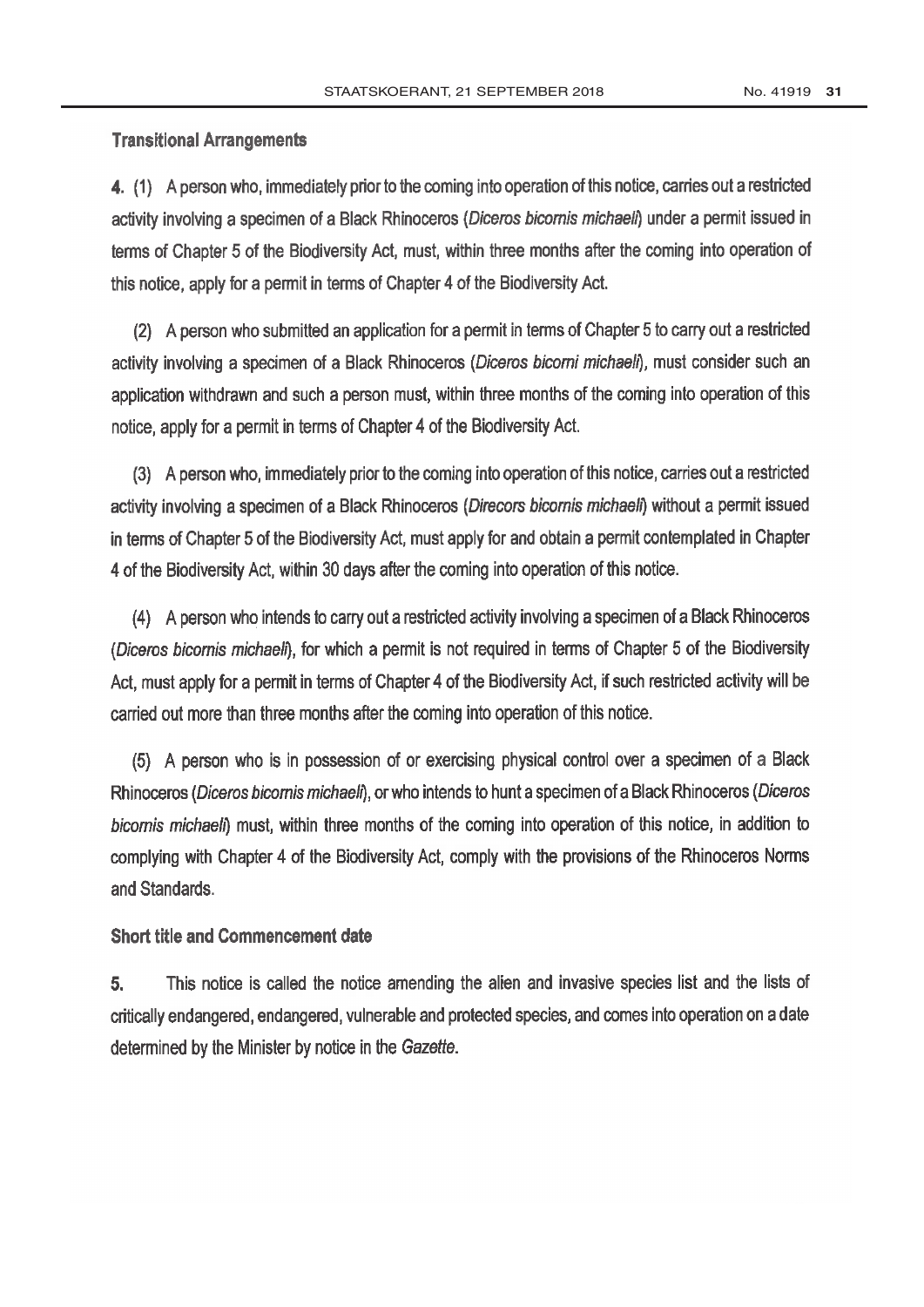## Transitional Arrangements

**4.** (1) A person who, immediately prior to the coming into operation of this notice, carries out a restricted activity involving a specimen of a Black Rhinoceros (*Diceros bicornis michaeli*) under a permit issued in terms of Chapter 5 of the Biodiversity Act, must, within three months after the coming into operation of this notice, apply for a permit in terms of Chapter 4 of the Biodiversity Act.

(2) A person who submitted an application for a permit in terms of Chapter 5 to carry out a restricted activity involving a specimen of a Black Rhinoceros (*Diceros bicorni michaeli*), must consider such an application withdrawn and such a person must, within three months of the coming into operation of this notice, apply for a permit in terms of Chapter 4 of the Biodiversity Act.

(3) A person who, immediately prior to the coming into operation of this notice, carries out a restricted activity involving a specimen of a Black Rhinoceros (*Direcors bicornis michaeli*) without a permit issued in terms of Chapter 5 of the Biodiversity Act, must apply for and obtain a permit contemplated in Chapter 4 of the Biodiversity Act, within 30 days after the coming into operation of this notice.

(4) A person who intends to carry out a restricted activity involving a specimen of a Black Rhinoceros (*Diceros bicornis michaeli*), for which a permit is not required in terms of Chapter 5 of the Biodiversity Act, must apply for a permit in terms of Chapter 4 of the Biodiversity Act, if such restricted activity will be carried out more than three months after the coming into operation of this notice.

(5) A person who is in possession of or exercising physical control over a specimen of a Black Rhinoceros (*Diceros bicornis michaeli*), or who intends to hunt a specimen of a Black Rhinoceros (*Diceros bicornis michaeli*) must, within three months of the coming into operation of this notice, in addition to complying with Chapter 4 of the Biodiversity Act, comply with the provisions of the Rhinoceros Norms and Standards.

## Short title and Commencement date

**5.** This notice is called the notice amending the alien and invasive species list and the lists of critically endangered, endangered, vulnerable and protected species, and comes into operation on a date determined by the Minister by notice in the *Gazette*.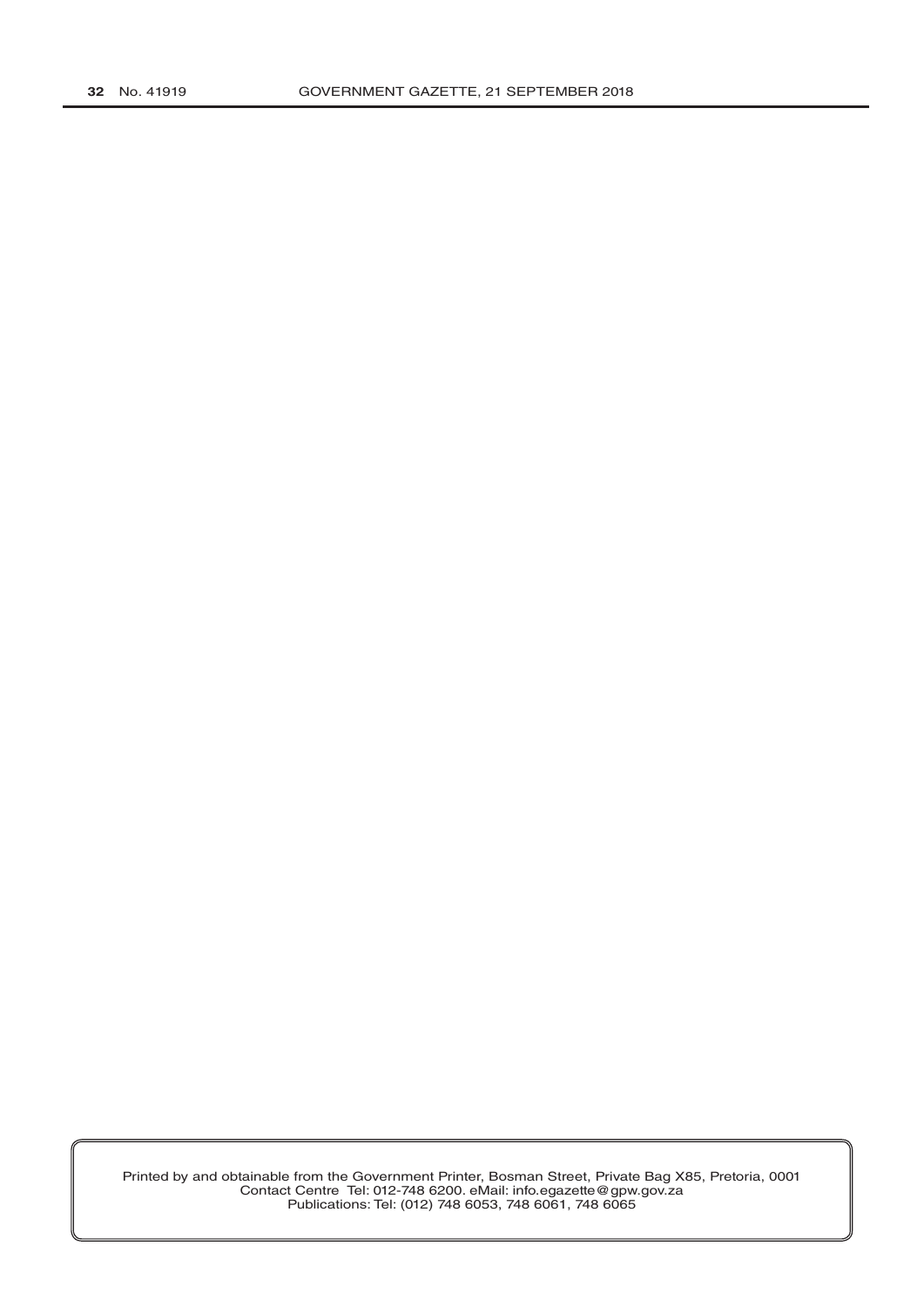Printed by and obtainable from the Government Printer, Bosman Street, Private Bag X85, Pretoria, 0001
Contact Centre Tel: 012-748 6200. eMail: info.egazette@gpw.gov.za
Publications: Tel: (012) 748 6053, 748 6061, 748 6065